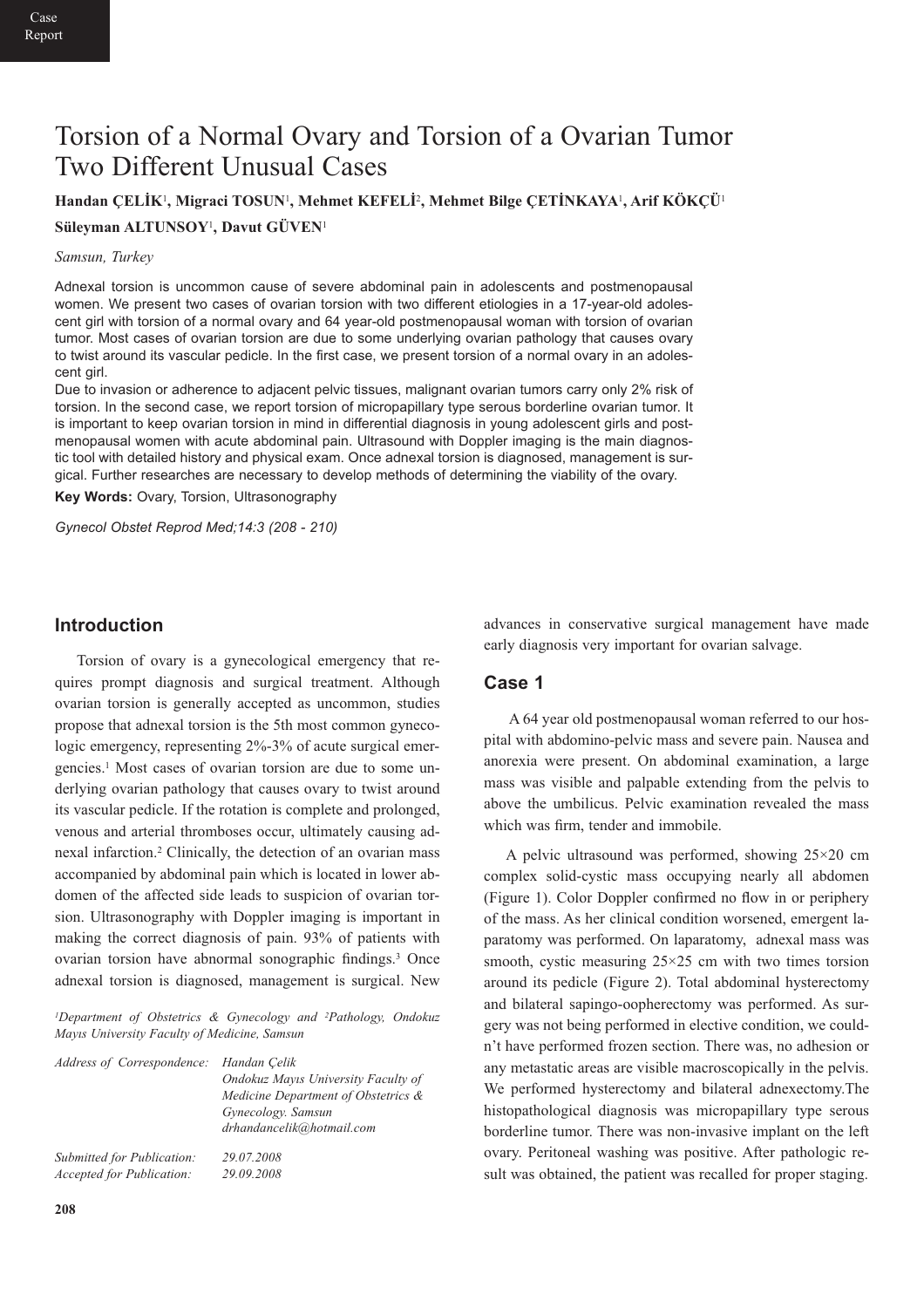Case Report

# Torsion of a Normal Ovary and Torsion of a Ovarian Tumor Two Different Unusual Cases

**Handan ÇELİK**[1], **Migraci TOSUN**[1], **Mehmet KEFELİ**[2], **Mehmet Bilge ÇETİNKAYA**[1], **Arif KÖKÇÜ**[1]
**Süleyman ALTUNSOY**[1], **Davut GÜVEN**[1]

*Samsun, Turkey*

Adnexal torsion is uncommon cause of severe abdominal pain in adolescents and postmenopausal women. We present two cases of ovarian torsion with two different etiologies in a 17-year-old adolescent girl with torsion of a normal ovary and 64 year-old postmenopausal woman with torsion of ovarian tumor. Most cases of ovarian torsion are due to some underlying ovarian pathology that causes ovary to twist around its vascular pedicle. In the first case, we present torsion of a normal ovary in an adolescent girl.

Due to invasion or adherence to adjacent pelvic tissues, malignant ovarian tumors carry only 2% risk of torsion. In the second case, we report torsion of micropapillary type serous borderline ovarian tumor. It is important to keep ovarian torsion in mind in differential diagnosis in young adolescent girls and postmenopausal women with acute abdominal pain. Ultrasound with Doppler imaging is the main diagnostic tool with detailed history and physical exam. Once adnexal torsion is diagnosed, management is surgical. Further researches are necessary to develop methods of determining the viability of the ovary.

**Key Words:** Ovary, Torsion, Ultrasonography

## Introduction

Torsion of ovary is a gynecological emergency that requires prompt diagnosis and surgical treatment. Although ovarian torsion is generally accepted as uncommon, studies propose that adnexal torsion is the 5th most common gynecologic emergency, representing 2%-3% of acute surgical emergencies.[1] Most cases of ovarian torsion are due to some underlying ovarian pathology that causes ovary to twist around its vascular pedicle. If the rotation is complete and prolonged, venous and arterial thromboses occur, ultimately causing adnexal infarction.[2] Clinically, the detection of an ovarian mass accompanied by abdominal pain which is located in lower abdomen of the affected side leads to suspicion of ovarian torsion. Ultrasonography with Doppler imaging is important in making the correct diagnosis of pain. 93% of patients with ovarian torsion have abnormal sonographic findings.[3] Once adnexal torsion is diagnosed, management is surgical. New advances in conservative surgical management have made early diagnosis very important for ovarian salvage.

*[1]Department of Obstetrics & Gynecology and [2]Pathology, Ondokuz Mayıs University Faculty of Medicine, Samsun*

| *Address of Correspondence:* | *Handan Çelik* |
|---|---|
| | *Ondokuz Mayıs University Faculty of Medicine Department of Obstetrics & Gynecology. Samsun* |
| | *drhandancelik@hotmail.com* |
| *Submitted for Publication:* | *29.07.2008* |
| *Accepted for Publication:* | *29.09.2008* |

## Case 1

A 64 year old postmenopausal woman referred to our hospital with abdomino-pelvic mass and severe pain. Nausea and anorexia were present. On abdominal examination, a large mass was visible and palpable extending from the pelvis to above the umbilicus. Pelvic examination revealed the mass which was firm, tender and immobile.

A pelvic ultrasound was performed, showing 25×20 cm complex solid-cystic mass occupying nearly all abdomen (Figure 1). Color Doppler confirmed no flow in or periphery of the mass. As her clinical condition worsened, emergent laparatomy was performed. On laparatomy, adnexal mass was smooth, cystic measuring 25×25 cm with two times torsion around its pedicle (Figure 2). Total abdominal hysterectomy and bilateral sapingo-oopherectomy was performed. As surgery was not being performed in elective condition, we couldn't have performed frozen section. There was, no adhesion or any metastatic areas are visible macroscopically in the pelvis. We performed hysterectomy and bilateral adnexectomy.The histopathological diagnosis was micropapillary type serous borderline tumor. There was non-invasive implant on the left ovary. Peritoneal washing was positive. After pathologic result was obtained, the patient was recalled for proper staging.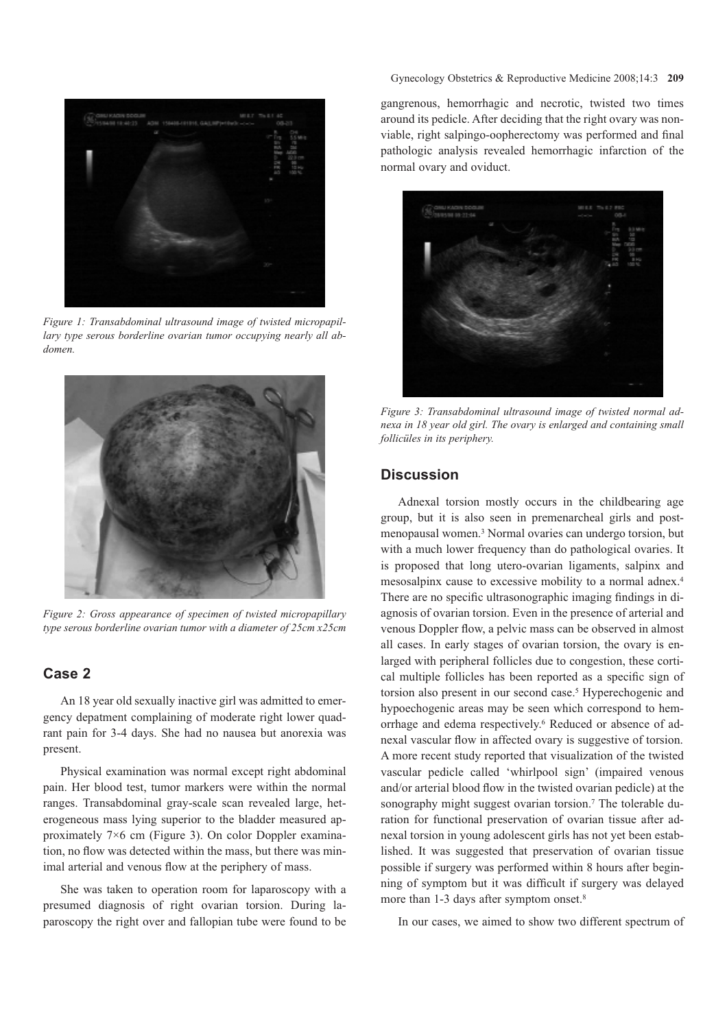*Figure 1: Transabdominal ultrasound image of twisted micropapillary type serous borderline ovarian tumor occupying nearly all abdomen.*

*Figure 2: Gross appearance of specimen of twisted micropapillary type serous borderline ovarian tumor with a diameter of 25cm x25cm*

## Case 2

An 18 year old sexually inactive girl was admitted to emergency depatment complaining of moderate right lower quadrant pain for 3-4 days. She had no nausea but anorexia was present.

Physical examination was normal except right abdominal pain. Her blood test, tumor markers were within the normal ranges. Transabdominal gray-scale scan revealed large, heterogeneous mass lying superior to the bladder measured approximately 7×6 cm (Figure 3). On color Doppler examination, no flow was detected within the mass, but there was minimal arterial and venous flow at the periphery of mass.

She was taken to operation room for laparoscopy with a presumed diagnosis of right ovarian torsion. During laparoscopy the right over and fallopian tube were found to be gangrenous, hemorrhagic and necrotic, twisted two times around its pedicle. After deciding that the right ovary was nonviable, right salpingo-oopherectomy was performed and final pathologic analysis revealed hemorrhagic infarction of the normal ovary and oviduct.

*Figure 3: Transabdominal ultrasound image of twisted normal adnexa in 18 year old girl. The ovary is enlarged and containing small follicüles in its periphery.*

## Discussion

Adnexal torsion mostly occurs in the childbearing age group, but it is also seen in premenarcheal girls and postmenopausal women.[3] Normal ovaries can undergo torsion, but with a much lower frequency than do pathological ovaries. It is proposed that long utero-ovarian ligaments, salpinx and mesosalpinx cause to excessive mobility to a normal adnex.[4] There are no specific ultrasonographic imaging findings in diagnosis of ovarian torsion. Even in the presence of arterial and venous Doppler flow, a pelvic mass can be observed in almost all cases. In early stages of ovarian torsion, the ovary is enlarged with peripheral follicles due to congestion, these cortical multiple follicles has been reported as a specific sign of torsion also present in our second case.[5] Hyperechogenic and hypoechogenic areas may be seen which correspond to hemorrhage and edema respectively.[6] Reduced or absence of adnexal vascular flow in affected ovary is suggestive of torsion. A more recent study reported that visualization of the twisted vascular pedicle called 'whirlpool sign' (impaired venous and/or arterial blood flow in the twisted ovarian pedicle) at the sonography might suggest ovarian torsion.[7] The tolerable duration for functional preservation of ovarian tissue after adnexal torsion in young adolescent girls has not yet been established. It was suggested that preservation of ovarian tissue possible if surgery was performed within 8 hours after beginning of symptom but it was difficult if surgery was delayed more than 1-3 days after symptom onset.[8]

In our cases, we aimed to show two different spectrum of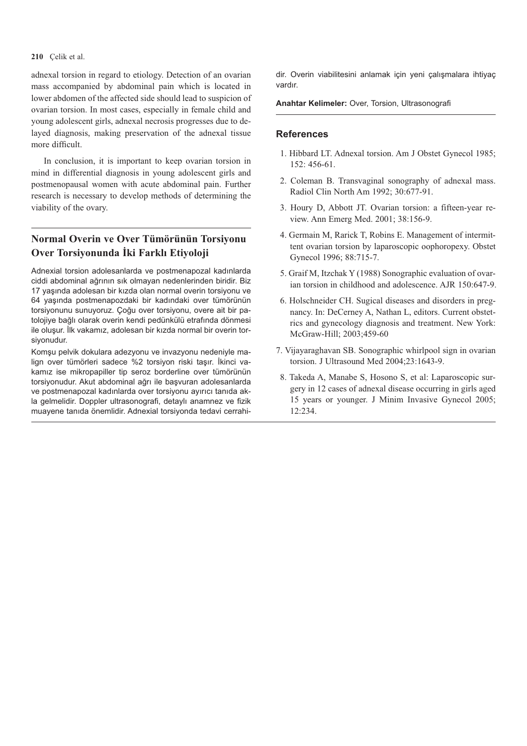adnexal torsion in regard to etiology. Detection of an ovarian mass accompanied by abdominal pain which is located in lower abdomen of the affected side should lead to suspicion of ovarian torsion. In most cases, especially in female child and young adolescent girls, adnexal necrosis progresses due to delayed diagnosis, making preservation of the adnexal tissue more difficult.

In conclusion, it is important to keep ovarian torsion in mind in differential diagnosis in young adolescent girls and postmenopausal women with acute abdominal pain. Further research is necessary to develop methods of determining the viability of the ovary.

## Normal Overin ve Over Tümörünün Torsiyonu Over Torsiyonunda İki Farklı Etiyoloji

Adnexial torsion adolesanlarda ve postmenapozal kadınlarda ciddi abdominal ağrının sık olmayan nedenlerinden biridir. Biz 17 yaşında adolesan bir kızda olan normal overin torsiyonu ve 64 yaşında postmenapozdaki bir kadındaki over tümörünün torsiyonunu sunuyoruz. Çoğu over torsiyonu, overe ait bir patolojiye bağlı olarak overin kendi pedünkülü etrafında dönmesi ile oluşur. İlk vakamız, adolesan bir kızda normal bir overin torsiyonudur.

Komşu pelvik dokulara adezyonu ve invazyonu nedeniyle malign over tümörleri sadece %2 torsiyon riski taşır. İkinci vakamız ise mikropapiller tip seroz borderline over tümörünün torsiyonudur. Akut abdominal ağrı ile başvuran adolesanlarda ve postmenapozal kadınlarda over torsiyonu ayırıcı tanıda akla gelmelidir. Doppler ultrasonografi, detaylı anamnez ve fizik muayene tanıda önemlidir. Adnexial torsiyonda tedavi cerrahidir. Overin viabilitesini anlamak için yeni çalışmalara ihtiyaç vardır.

**Anahtar Kelimeler:** Over, Torsion, Ultrasonografi

## References

1. Hibbard LT. Adnexal torsion. Am J Obstet Gynecol 1985; 152: 456-61.
2. Coleman B. Transvaginal sonography of adnexal mass. Radiol Clin North Am 1992; 30:677-91.
3. Houry D, Abbott JT. Ovarian torsion: a fifteen-year review. Ann Emerg Med. 2001; 38:156-9.
4. Germain M, Rarick T, Robins E. Management of intermittent ovarian torsion by laparoscopic oophoropexy. Obstet Gynecol 1996; 88:715-7.
5. Graif M, Itzchak Y (1988) Sonographic evaluation of ovarian torsion in childhood and adolescence. AJR 150:647-9.
6. Holschneider CH. Sugical diseases and disorders in pregnancy. In: DeCerney A, Nathan L, editors. Current obstetrics and gynecology diagnosis and treatment. New York: McGraw-Hill; 2003;459-60
7. Vijayaraghavan SB. Sonographic whirlpool sign in ovarian torsion. J Ultrasound Med 2004;23:1643-9.
8. Takeda A, Manabe S, Hosono S, et al: Laparoscopic surgery in 12 cases of adnexal disease occurring in girls aged 15 years or younger. J Minim Invasive Gynecol 2005; 12:234.